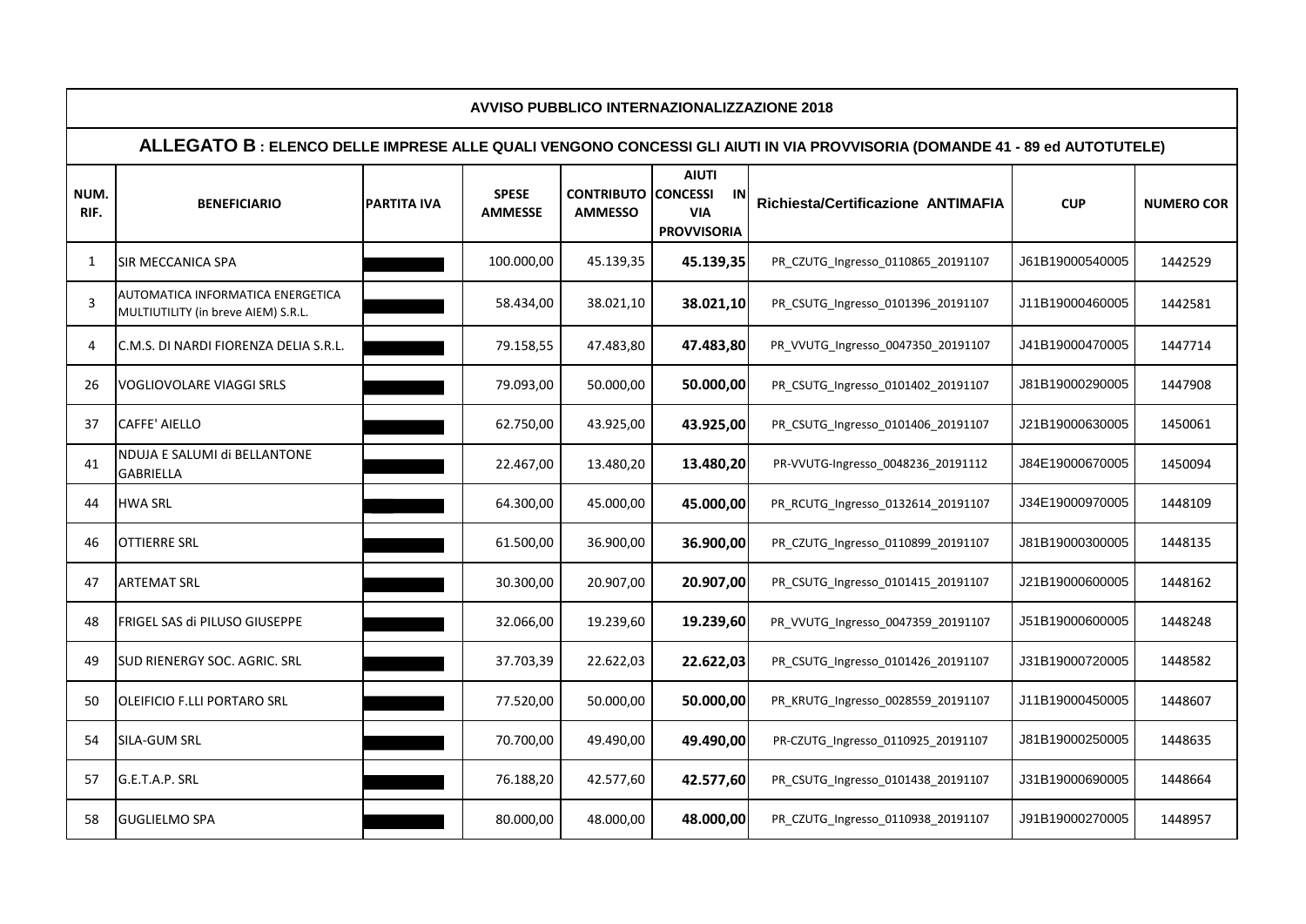| AVVISO PUBBLICO INTERNAZIONALIZZAZIONE 2018 | | | | | | | | |
|---|---|---|---|---|---|---|---|---|
| **ALLEGATO B : ELENCO DELLE IMPRESE ALLE QUALI VENGONO CONCESSI GLI AIUTI IN VIA PROVVISORIA (DOMANDE 41 - 89 ed AUTOTUTELE)** | | | | | | | | |
| **NUM. RIF.** | **BENEFICIARIO** | **PARTITA IVA** | **SPESE AMMESSE** | **CONTRIBUTO AMMESSO** | **AIUTI CONCESSI IN VIA PROVVISORIA** | **Richiesta/Certificazione ANTIMAFIA** | **CUP** | **NUMERO COR** |
| 1 | SIR MECCANICA SPA | | 100.000,00 | 45.139,35 | **45.139,35** | PR_CZUTG_Ingresso_0110865_20191107 | J61B19000540005 | 1442529 |
| 3 | AUTOMATICA INFORMATICA ENERGETICA MULTIUTILITY (in breve AIEM) S.R.L. | | 58.434,00 | 38.021,10 | **38.021,10** | PR_CSUTG_Ingresso_0101396_20191107 | J11B19000460005 | 1442581 |
| 4 | C.M.S. DI NARDI FIORENZA DELIA S.R.L. | | 79.158,55 | 47.483,80 | **47.483,80** | PR_VVUTG_Ingresso_0047350_20191107 | J41B19000470005 | 1447714 |
| 26 | VOGLIOVOLARE VIAGGI SRLS | | 79.093,00 | 50.000,00 | **50.000,00** | PR_CSUTG_Ingresso_0101402_20191107 | J81B19000290005 | 1447908 |
| 37 | CAFFE' AIELLO | | 62.750,00 | 43.925,00 | **43.925,00** | PR_CSUTG_Ingresso_0101406_20191107 | J21B19000630005 | 1450061 |
| 41 | NDUJA E SALUMI di BELLANTONE GABRIELLA | | 22.467,00 | 13.480,20 | **13.480,20** | PR-VVUTG-Ingresso_0048236_20191112 | J84E19000670005 | 1450094 |
| 44 | HWA SRL | | 64.300,00 | 45.000,00 | **45.000,00** | PR_RCUTG_Ingresso_0132614_20191107 | J34E19000970005 | 1448109 |
| 46 | OTTIERRE SRL | | 61.500,00 | 36.900,00 | **36.900,00** | PR_CZUTG_Ingresso_0110899_20191107 | J81B19000300005 | 1448135 |
| 47 | ARTEMAT SRL | | 30.300,00 | 20.907,00 | **20.907,00** | PR_CSUTG_Ingresso_0101415_20191107 | J21B19000600005 | 1448162 |
| 48 | FRIGEL SAS di PILUSO GIUSEPPE | | 32.066,00 | 19.239,60 | **19.239,60** | PR_VVUTG_Ingresso_0047359_20191107 | J51B19000600005 | 1448248 |
| 49 | SUD RIENERGY SOC. AGRIC. SRL | | 37.703,39 | 22.622,03 | **22.622,03** | PR_CSUTG_Ingresso_0101426_20191107 | J31B19000720005 | 1448582 |
| 50 | OLEIFICIO F.LLI PORTARO SRL | | 77.520,00 | 50.000,00 | **50.000,00** | PR_KRUTG_Ingresso_0028559_20191107 | J11B19000450005 | 1448607 |
| 54 | SILA-GUM SRL | | 70.700,00 | 49.490,00 | **49.490,00** | PR-CZUTG_Ingresso_0110925_20191107 | J81B19000250005 | 1448635 |
| 57 | G.E.T.A.P. SRL | | 76.188,20 | 42.577,60 | **42.577,60** | PR_CSUTG_Ingresso_0101438_20191107 | J31B19000690005 | 1448664 |
| 58 | GUGLIELMO SPA | | 80.000,00 | 48.000,00 | **48.000,00** | PR_CZUTG_Ingresso_0110938_20191107 | J91B19000270005 | 1448957 |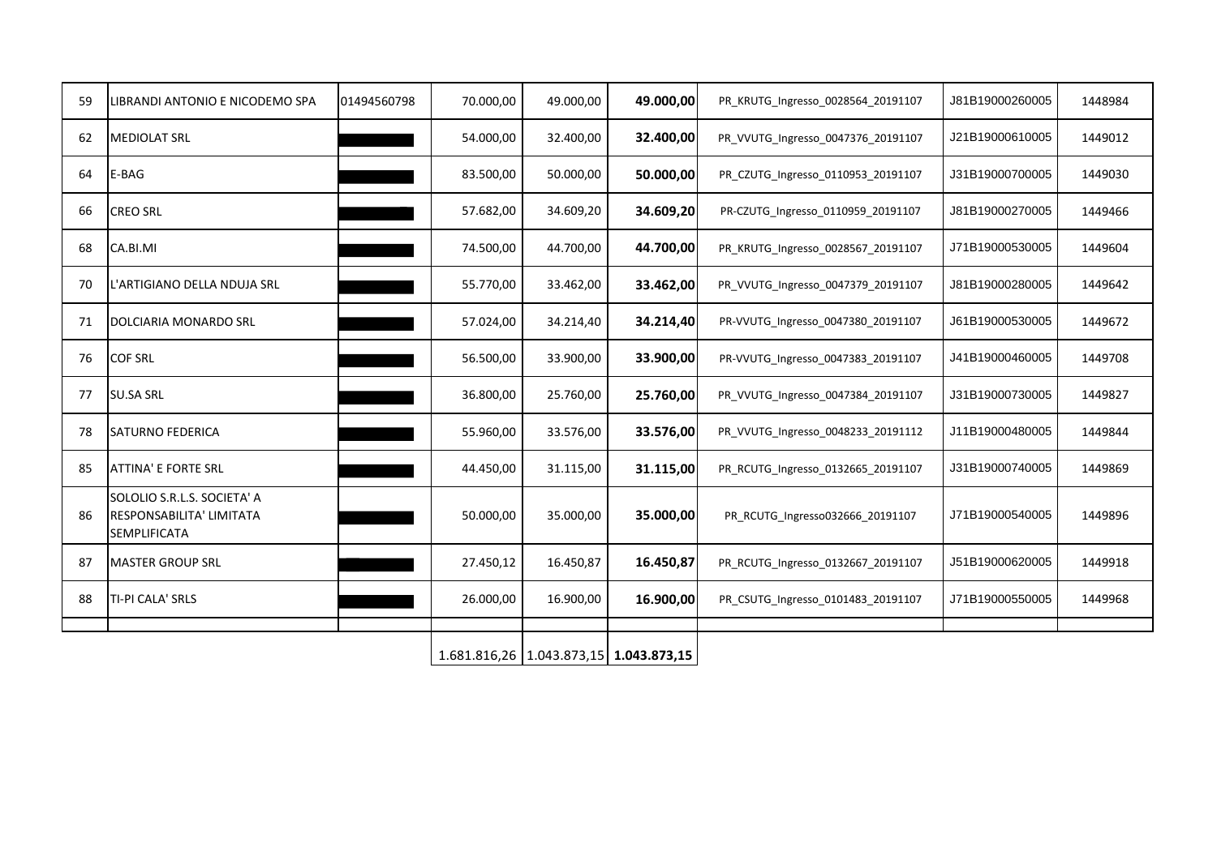| | | | | | | | | |
|---|---|---|---|---|---|---|---|---|
| 59 | LIBRANDI ANTONIO E NICODEMO SPA | 01494560798 | 70.000,00 | 49.000,00 | **49.000,00** | PR_KRUTG_Ingresso_0028564_20191107 | J81B19000260005 | 1448984 |
| 62 | MEDIOLAT SRL | | 54.000,00 | 32.400,00 | **32.400,00** | PR_VVUTG_Ingresso_0047376_20191107 | J21B19000610005 | 1449012 |
| 64 | E-BAG | | 83.500,00 | 50.000,00 | **50.000,00** | PR_CZUTG_Ingresso_0110953_20191107 | J31B19000700005 | 1449030 |
| 66 | CREO SRL | | 57.682,00 | 34.609,20 | **34.609,20** | PR-CZUTG_Ingresso_0110959_20191107 | J81B19000270005 | 1449466 |
| 68 | CA.BI.MI | | 74.500,00 | 44.700,00 | **44.700,00** | PR_KRUTG_Ingresso_0028567_20191107 | J71B19000530005 | 1449604 |
| 70 | L'ARTIGIANO DELLA NDUJA SRL | | 55.770,00 | 33.462,00 | **33.462,00** | PR_VVUTG_Ingresso_0047379_20191107 | J81B19000280005 | 1449642 |
| 71 | DOLCIARIA MONARDO SRL | | 57.024,00 | 34.214,40 | **34.214,40** | PR-VVUTG_Ingresso_0047380_20191107 | J61B19000530005 | 1449672 |
| 76 | COF SRL | | 56.500,00 | 33.900,00 | **33.900,00** | PR-VVUTG_Ingresso_0047383_20191107 | J41B19000460005 | 1449708 |
| 77 | SU.SA SRL | | 36.800,00 | 25.760,00 | **25.760,00** | PR_VVUTG_Ingresso_0047384_20191107 | J31B19000730005 | 1449827 |
| 78 | SATURNO FEDERICA | | 55.960,00 | 33.576,00 | **33.576,00** | PR_VVUTG_Ingresso_0048233_20191112 | J11B19000480005 | 1449844 |
| 85 | ATTINA' E FORTE SRL | | 44.450,00 | 31.115,00 | **31.115,00** | PR_RCUTG_Ingresso_0132665_20191107 | J31B19000740005 | 1449869 |
| 86 | SOLOLIO S.R.L.S. SOCIETA' A RESPONSABILITA' LIMITATA SEMPLIFICATA | | 50.000,00 | 35.000,00 | **35.000,00** | PR_RCUTG_Ingresso032666_20191107 | J71B19000540005 | 1449896 |
| 87 | MASTER GROUP SRL | | 27.450,12 | 16.450,87 | **16.450,87** | PR_RCUTG_Ingresso_0132667_20191107 | J51B19000620005 | 1449918 |
| 88 | TI-PI CALA' SRLS | | 26.000,00 | 16.900,00 | **16.900,00** | PR_CSUTG_Ingresso_0101483_20191107 | J71B19000550005 | 1449968 |
| | | | | | | | | |
| | | | 1.681.816,26 | 1.043.873,15 | **1.043.873,15** | | | |